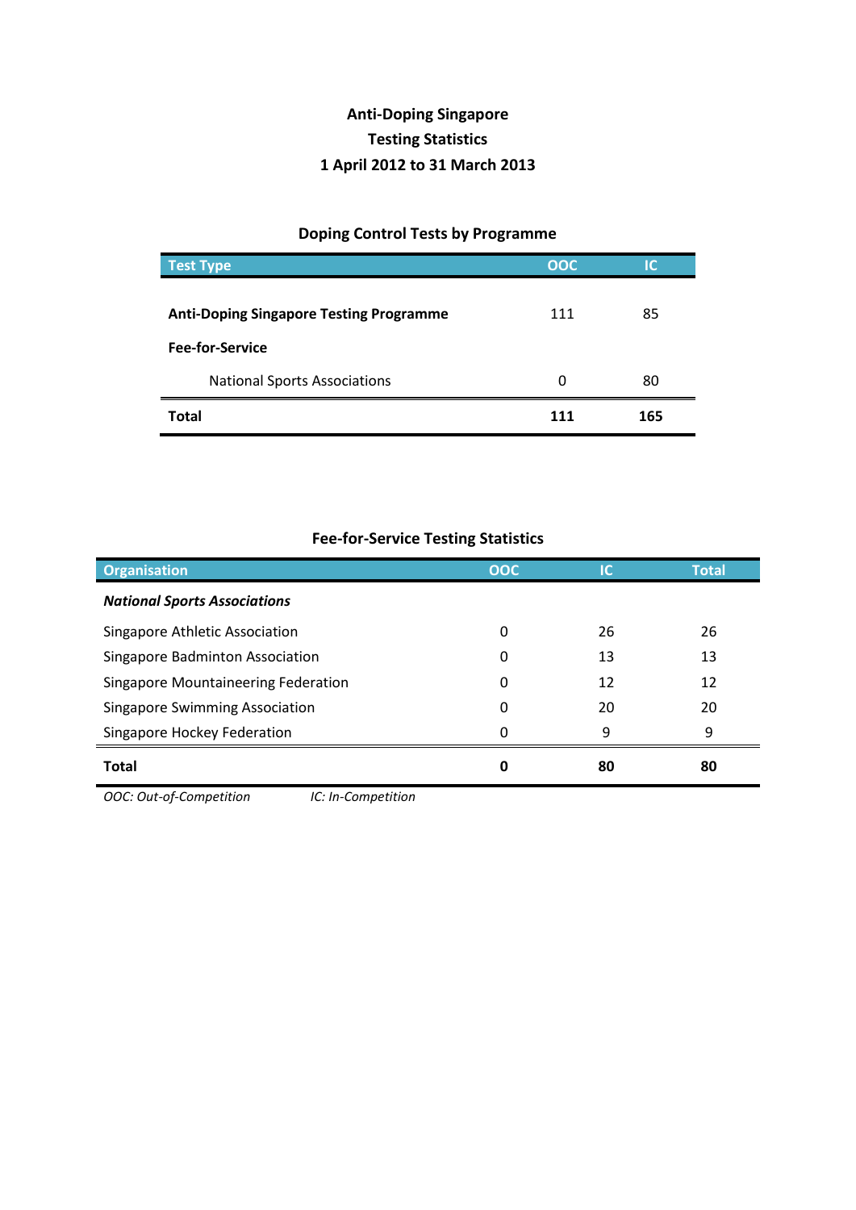# Anti-Doping Singapore
## Testing Statistics
## 1 April 2012 to 31 March 2013

### Doping Control Tests by Programme

| Test Type | OOC | IC |
|---|---|---|
| **Anti-Doping Singapore Testing Programme** | 111 | 85 |
| **Fee-for-Service** | | |
| National Sports Associations | 0 | 80 |
| **Total** | **111** | **165** |

### Fee-for-Service Testing Statistics

| Organisation | OOC | IC | Total |
|---|---|---|---|
| ***National Sports Associations*** | | | |
| Singapore Athletic Association | 0 | 26 | 26 |
| Singapore Badminton Association | 0 | 13 | 13 |
| Singapore Mountaineering Federation | 0 | 12 | 12 |
| Singapore Swimming Association | 0 | 20 | 20 |
| Singapore Hockey Federation | 0 | 9 | 9 |
| **Total** | **0** | **80** | **80** |

*OOC: Out-of-Competition* *IC: In-Competition*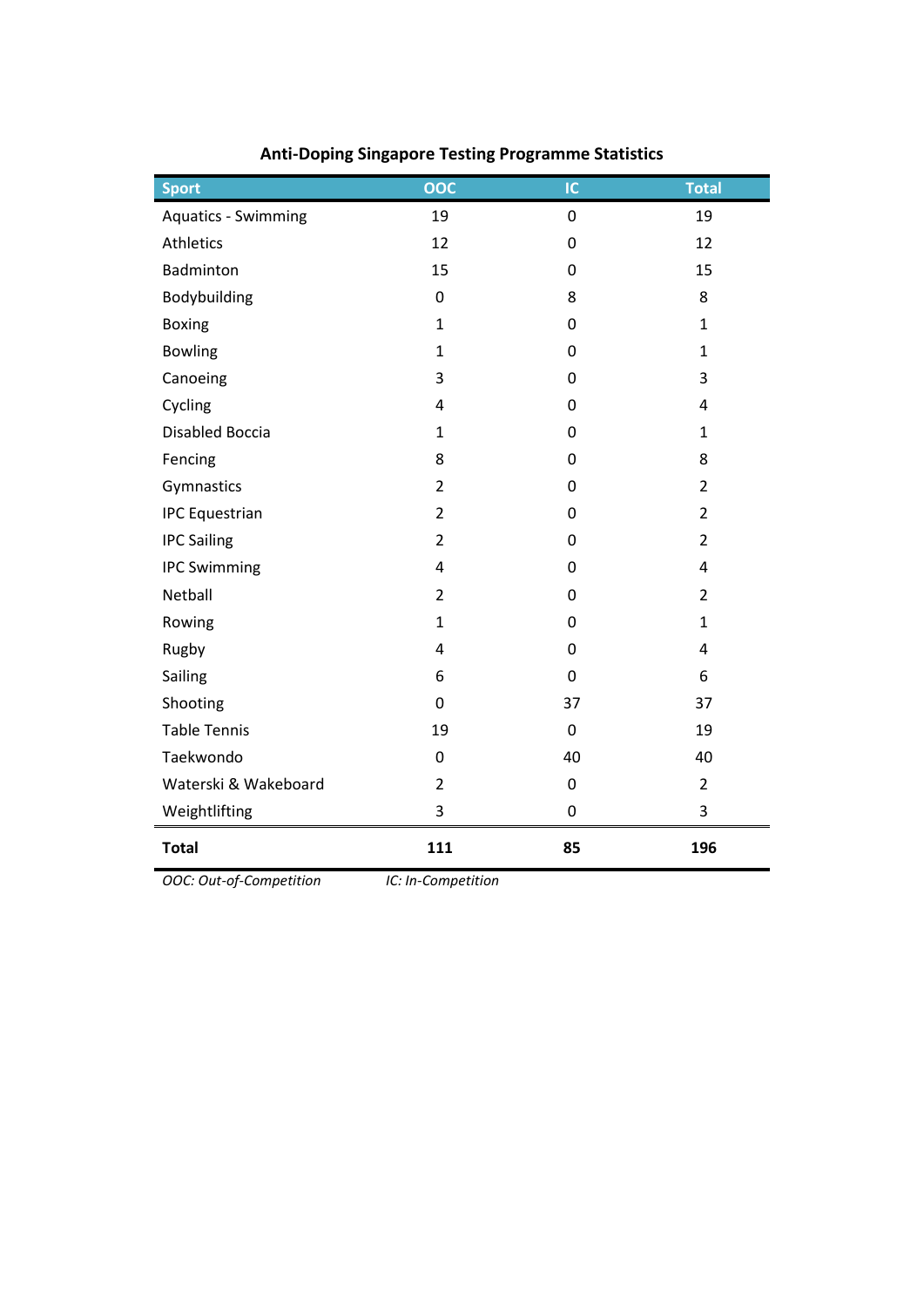**Anti-Doping Singapore Testing Programme Statistics**

| Sport | OOC | IC | Total |
|---|---|---|---|
| Aquatics - Swimming | 19 | 0 | 19 |
| Athletics | 12 | 0 | 12 |
| Badminton | 15 | 0 | 15 |
| Bodybuilding | 0 | 8 | 8 |
| Boxing | 1 | 0 | 1 |
| Bowling | 1 | 0 | 1 |
| Canoeing | 3 | 0 | 3 |
| Cycling | 4 | 0 | 4 |
| Disabled Boccia | 1 | 0 | 1 |
| Fencing | 8 | 0 | 8 |
| Gymnastics | 2 | 0 | 2 |
| IPC Equestrian | 2 | 0 | 2 |
| IPC Sailing | 2 | 0 | 2 |
| IPC Swimming | 4 | 0 | 4 |
| Netball | 2 | 0 | 2 |
| Rowing | 1 | 0 | 1 |
| Rugby | 4 | 0 | 4 |
| Sailing | 6 | 0 | 6 |
| Shooting | 0 | 37 | 37 |
| Table Tennis | 19 | 0 | 19 |
| Taekwondo | 0 | 40 | 40 |
| Waterski & Wakeboard | 2 | 0 | 2 |
| Weightlifting | 3 | 0 | 3 |
| **Total** | **111** | **85** | **196** |

*OOC: Out-of-Competition* *IC: In-Competition*